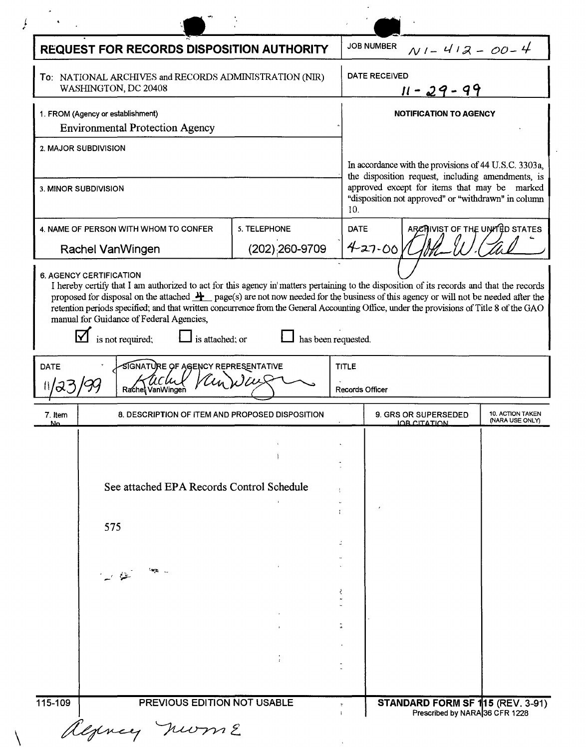# REQUEST FOR RECORDS DISPOSITION AUTHORITY

**JOB NUMBER** N1-412-00-4

**To:** NATIONAL ARCHIVES and RECORDS ADMINISTRATION (NIR)
WASHINGTON, DC 20408

**DATE RECEIVED** 11-29-99

**1. FROM (Agency or establishment)**
Environmental Protection Agency

**2. MAJOR SUBDIVISION**

**3. MINOR SUBDIVISION**

**NOTIFICATION TO AGENCY**

In accordance with the provisions of 44 U.S.C. 3303a, the disposition request, including amendments, is approved except for items that may be marked "disposition not approved" or "withdrawn" in column 10.

| 4. NAME OF PERSON WITH WHOM TO CONFER | 5. TELEPHONE | DATE | ARCHIVIST OF THE UNITED STATES |
|---|---|---|---|
| Rachel VanWingen | (202) 260-9709 | 4-27-00 | [signature] |

**6. AGENCY CERTIFICATION**

I hereby certify that I am authorized to act for this agency in matters pertaining to the disposition of its records and that the records proposed for disposal on the attached 4 page(s) are not now needed for the business of this agency or will not be needed after the retention periods specified; and that written concurrence from the General Accounting Office, under the provisions of Title 8 of the GAO manual for Guidance of Federal Agencies,

☑ is not required; ☐ is attached; or ☐ has been requested.

| DATE | SIGNATURE OF AGENCY REPRESENTATIVE | TITLE |
|---|---|---|
| 11/23/99 | [signature] Rachel VanWingen | Records Officer |

| 7. Item No. | 8. DESCRIPTION OF ITEM AND PROPOSED DISPOSITION | 9. GRS OR SUPERSEDED JOB CITATION | 10. ACTION TAKEN (NARA USE ONLY) |
|---|---|---|---|
| | See attached EPA Records Control Schedule<br><br>575 | | |

115-109 PREVIOUS EDITION NOT USABLE

**STANDARD FORM SF 115** (REV. 3-91)
Prescribed by NARA 36 CFR 1228

Agency None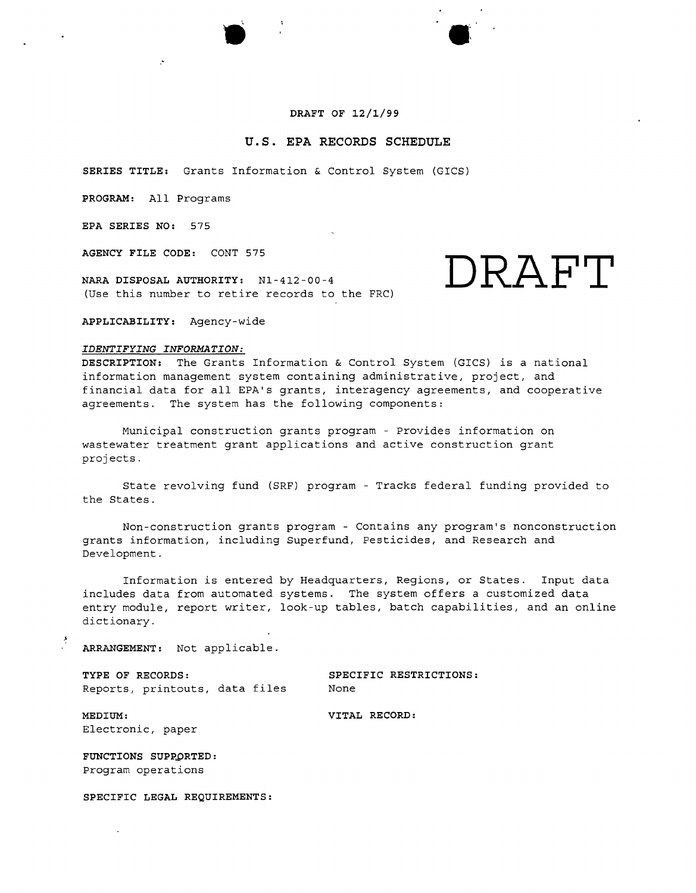DRAFT OF 12/1/99

# U.S. EPA RECORDS SCHEDULE

**SERIES TITLE:** Grants Information & Control System (GICS)

**PROGRAM:** All Programs

**EPA SERIES NO:** 575

**AGENCY FILE CODE:** CONT 575

**NARA DISPOSAL AUTHORITY:** N1-412-00-4
(Use this number to retire records to the FRC)

DRAFT

**APPLICABILITY:** Agency-wide

***IDENTIFYING INFORMATION:***

**DESCRIPTION:** The Grants Information & Control System (GICS) is a national information management system containing administrative, project, and financial data for all EPA's grants, interagency agreements, and cooperative agreements. The system has the following components:

Municipal construction grants program - Provides information on wastewater treatment grant applications and active construction grant projects.

State revolving fund (SRF) program - Tracks federal funding provided to the States.

Non-construction grants program - Contains any program's nonconstruction grants information, including Superfund, Pesticides, and Research and Development.

Information is entered by Headquarters, Regions, or States. Input data includes data from automated systems. The system offers a customized data entry module, report writer, look-up tables, batch capabilities, and an online dictionary.

**ARRANGEMENT:** Not applicable.

**TYPE OF RECORDS:**
Reports, printouts, data files

**SPECIFIC RESTRICTIONS:**
None

**MEDIUM:**
Electronic, paper

**VITAL RECORD:**

**FUNCTIONS SUPPORTED:**
Program operations

**SPECIFIC LEGAL REQUIREMENTS:**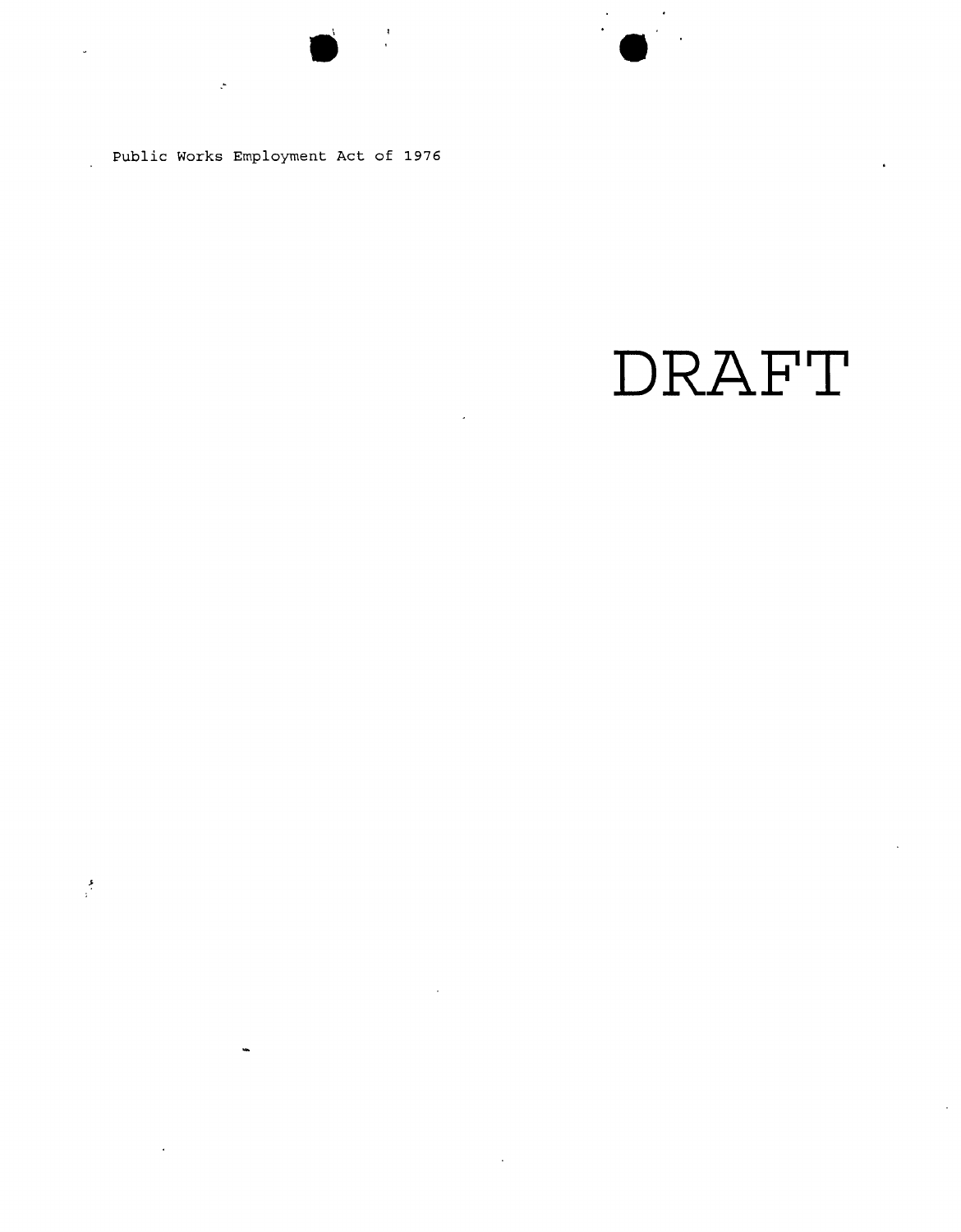Public Works Employment Act of 1976

# DRAFT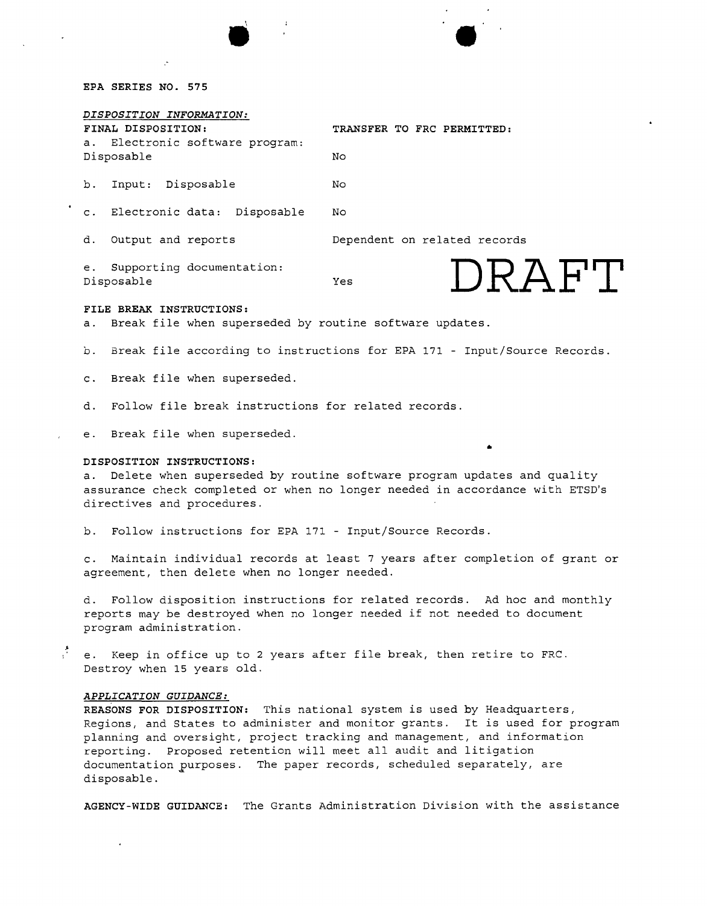EPA SERIES NO. 575

*DISPOSITION INFORMATION:*

| FINAL DISPOSITION: | TRANSFER TO FRC PERMITTED: |
|---|---|
| a. Electronic software program: Disposable | No |
| b. Input: Disposable | No |
| c. Electronic data: Disposable | No |
| d. Output and reports | Dependent on related records |
| e. Supporting documentation: Disposable | Yes |

DRAFT

**FILE BREAK INSTRUCTIONS:**

a. Break file when superseded by routine software updates.

b. Break file according to instructions for EPA 171 - Input/Source Records.

c. Break file when superseded.

d. Follow file break instructions for related records.

e. Break file when superseded.

**DISPOSITION INSTRUCTIONS:**

a. Delete when superseded by routine software program updates and quality assurance check completed or when no longer needed in accordance with ETSD's directives and procedures.

b. Follow instructions for EPA 171 - Input/Source Records.

c. Maintain individual records at least 7 years after completion of grant or agreement, then delete when no longer needed.

d. Follow disposition instructions for related records. Ad hoc and monthly reports may be destroyed when no longer needed if not needed to document program administration.

e. Keep in office up to 2 years after file break, then retire to FRC. Destroy when 15 years old.

*APPLICATION GUIDANCE:*

**REASONS FOR DISPOSITION:** This national system is used by Headquarters, Regions, and States to administer and monitor grants. It is used for program planning and oversight, project tracking and management, and information reporting. Proposed retention will meet all audit and litigation documentation purposes. The paper records, scheduled separately, are disposable.

**AGENCY-WIDE GUIDANCE:** The Grants Administration Division with the assistance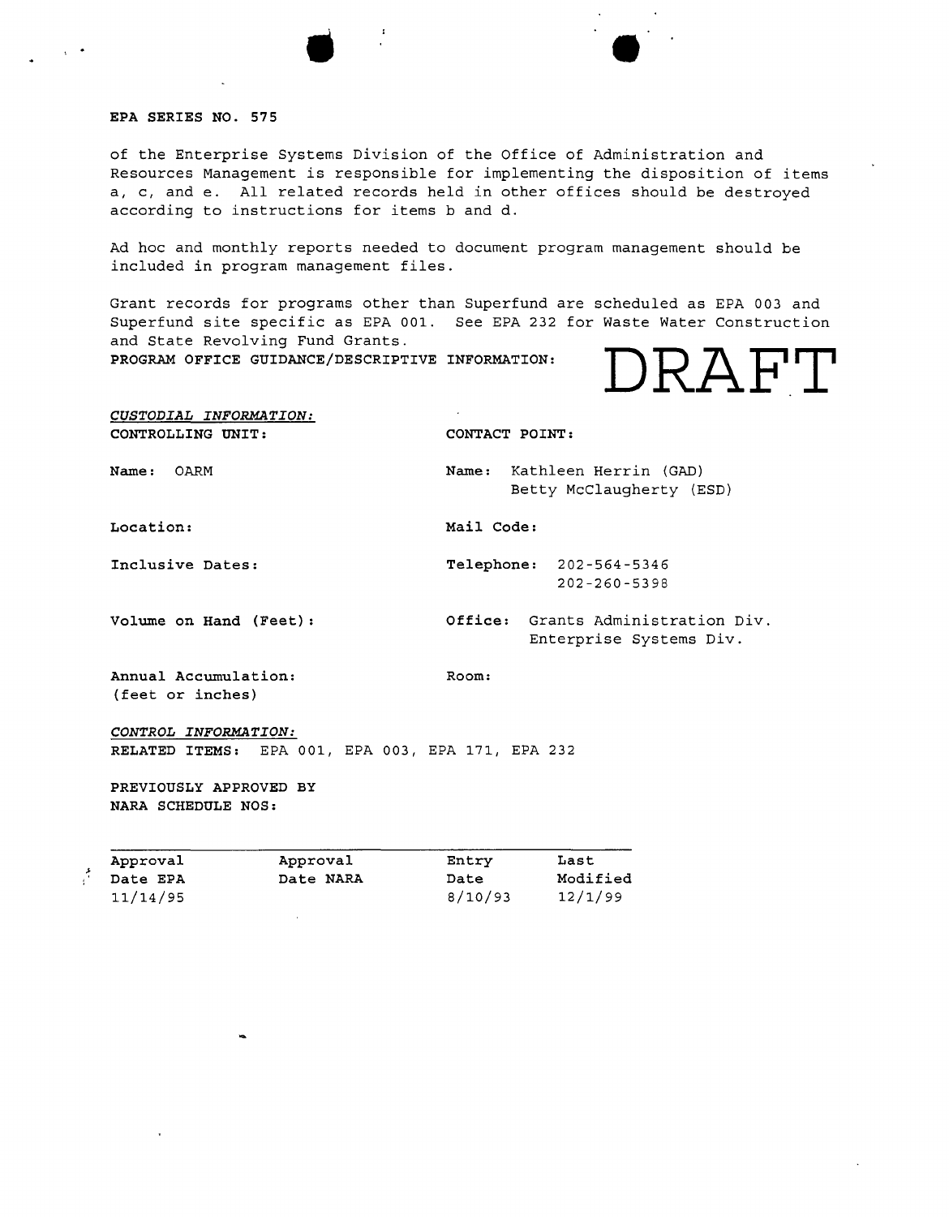**EPA SERIES NO. 575**

of the Enterprise Systems Division of the Office of Administration and Resources Management is responsible for implementing the disposition of items a, c, and e. All related records held in other offices should be destroyed according to instructions for items b and d.

Ad hoc and monthly reports needed to document program management should be included in program management files.

Grant records for programs other than Superfund are scheduled as EPA 003 and Superfund site specific as EPA 001. See EPA 232 for Waste Water Construction and State Revolving Fund Grants.

**PROGRAM OFFICE GUIDANCE/DESCRIPTIVE INFORMATION:**

DRAFT

*CUSTODIAL INFORMATION:*

| | |
|---|---|
| **CONTROLLING UNIT:** | **CONTACT POINT:** |
| **Name:** OARM | **Name:** Kathleen Herrin (GAD)<br>Betty McClaugherty (ESD) |
| **Location:** | **Mail Code:** |
| **Inclusive Dates:** | **Telephone:** 202-564-5346<br>202-260-5398 |
| **Volume on Hand (Feet):** | **Office:** Grants Administration Div.<br>Enterprise Systems Div. |
| **Annual Accumulation:** (feet or inches) | **Room:** |

*CONTROL INFORMATION:*

**RELATED ITEMS:** EPA 001, EPA 003, EPA 171, EPA 232

**PREVIOUSLY APPROVED BY NARA SCHEDULE NOS:**

| Approval Date EPA | Approval Date NARA | Entry Date | Last Modified |
|---|---|---|---|
| 11/14/95 | | 8/10/93 | 12/1/99 |